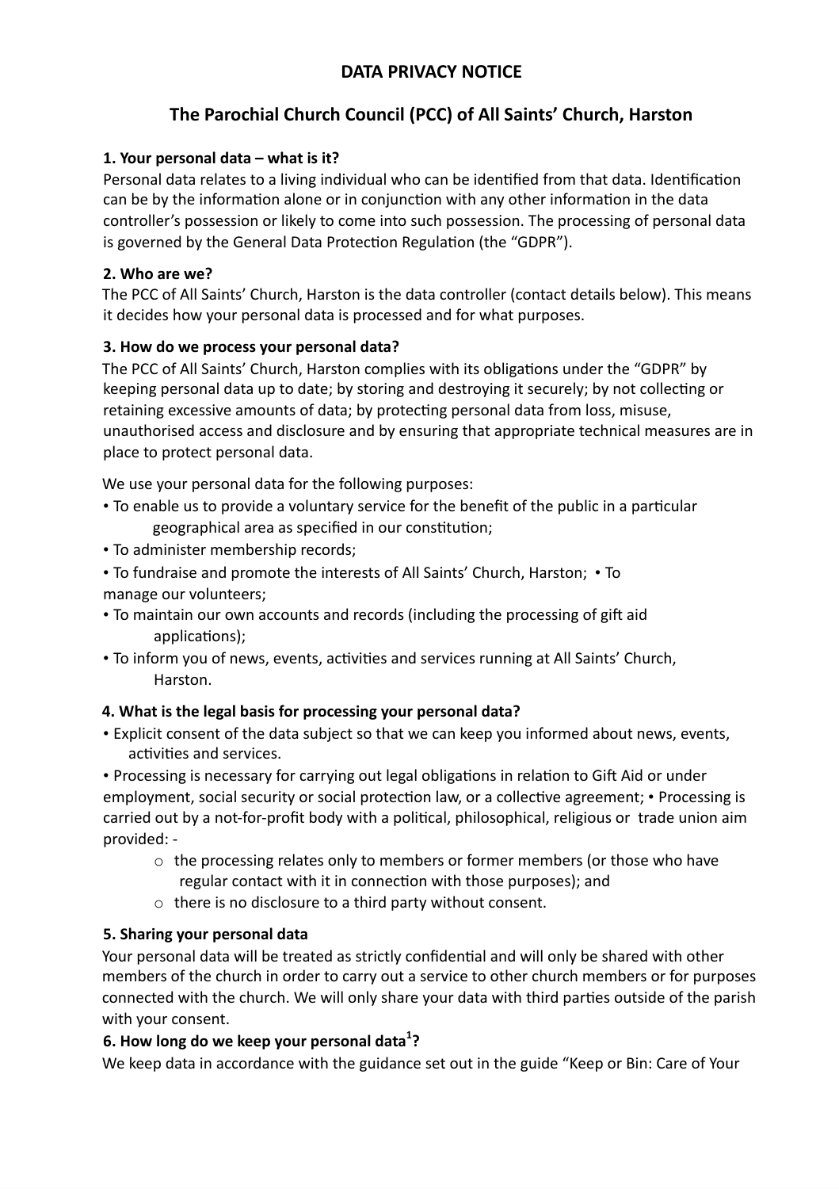# DATA PRIVACY NOTICE

## The Parochial Church Council (PCC) of All Saints' Church, Harston

**1. Your personal data – what is it?**

Personal data relates to a living individual who can be identified from that data. Identification can be by the information alone or in conjunction with any other information in the data controller's possession or likely to come into such possession. The processing of personal data is governed by the General Data Protection Regulation (the "GDPR").

**2. Who are we?**

The PCC of All Saints' Church, Harston is the data controller (contact details below). This means it decides how your personal data is processed and for what purposes.

**3. How do we process your personal data?**

The PCC of All Saints' Church, Harston complies with its obligations under the "GDPR" by keeping personal data up to date; by storing and destroying it securely; by not collecting or retaining excessive amounts of data; by protecting personal data from loss, misuse, unauthorised access and disclosure and by ensuring that appropriate technical measures are in place to protect personal data.

We use your personal data for the following purposes:

- To enable us to provide a voluntary service for the benefit of the public in a particular geographical area as specified in our constitution;
- To administer membership records;
- To fundraise and promote the interests of All Saints' Church, Harston;
- To manage our volunteers;
- To maintain our own accounts and records (including the processing of gift aid applications);
- To inform you of news, events, activities and services running at All Saints' Church, Harston.

**4. What is the legal basis for processing your personal data?**

- Explicit consent of the data subject so that we can keep you informed about news, events, activities and services.
- Processing is necessary for carrying out legal obligations in relation to Gift Aid or under employment, social security or social protection law, or a collective agreement;
- Processing is carried out by a not-for-profit body with a political, philosophical, religious or trade union aim provided: -
  - the processing relates only to members or former members (or those who have regular contact with it in connection with those purposes); and
  - there is no disclosure to a third party without consent.

**5. Sharing your personal data**

Your personal data will be treated as strictly confidential and will only be shared with other members of the church in order to carry out a service to other church members or for purposes connected with the church. We will only share your data with third parties outside of the parish with your consent.

**6. How long do we keep your personal data[1]?**

We keep data in accordance with the guidance set out in the guide "Keep or Bin: Care of Your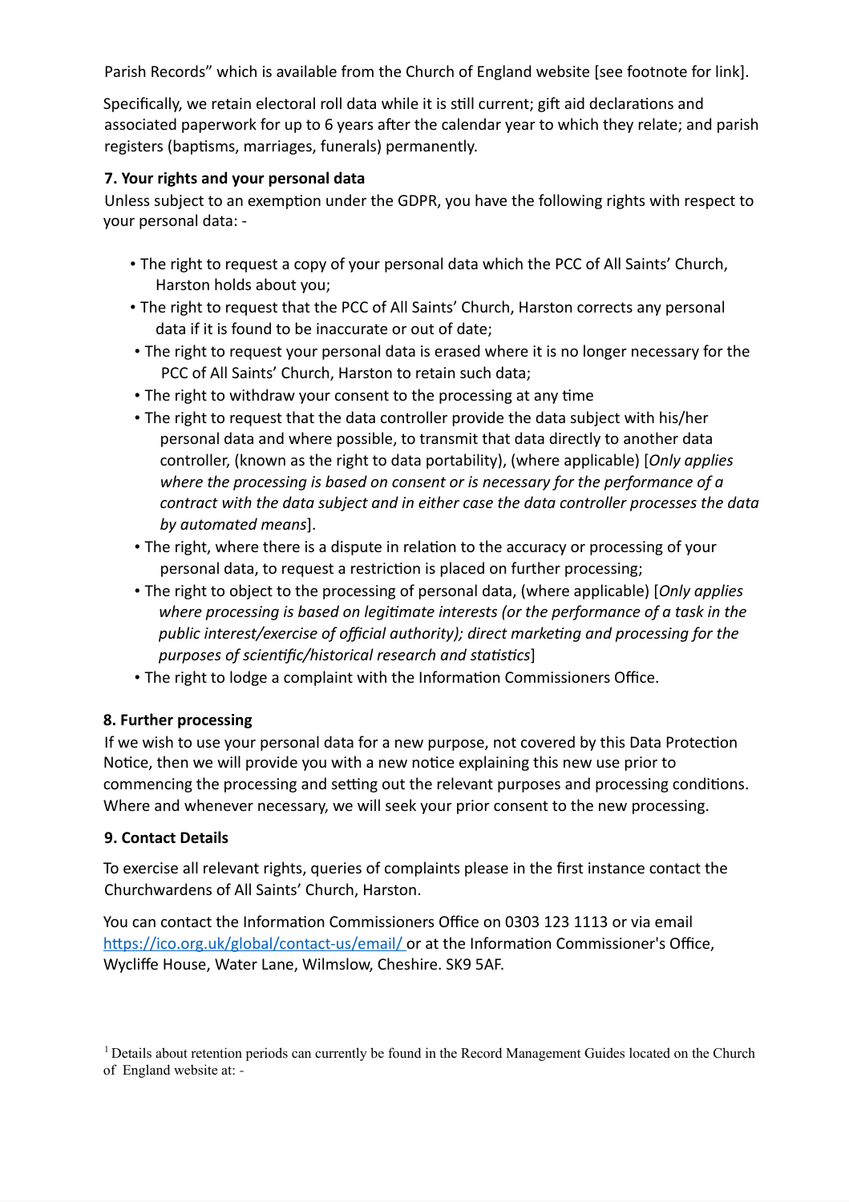Parish Records" which is available from the Church of England website [see footnote for link].

Specifically, we retain electoral roll data while it is still current; gift aid declarations and associated paperwork for up to 6 years after the calendar year to which they relate; and parish registers (baptisms, marriages, funerals) permanently.

**7. Your rights and your personal data**

Unless subject to an exemption under the GDPR, you have the following rights with respect to your personal data: -

- The right to request a copy of your personal data which the PCC of All Saints' Church, Harston holds about you;
- The right to request that the PCC of All Saints' Church, Harston corrects any personal data if it is found to be inaccurate or out of date;
- The right to request your personal data is erased where it is no longer necessary for the PCC of All Saints' Church, Harston to retain such data;
- The right to withdraw your consent to the processing at any time
- The right to request that the data controller provide the data subject with his/her personal data and where possible, to transmit that data directly to another data controller, (known as the right to data portability), (where applicable) [*Only applies where the processing is based on consent or is necessary for the performance of a contract with the data subject and in either case the data controller processes the data by automated means*].
- The right, where there is a dispute in relation to the accuracy or processing of your personal data, to request a restriction is placed on further processing;
- The right to object to the processing of personal data, (where applicable) [*Only applies where processing is based on legitimate interests (or the performance of a task in the public interest/exercise of official authority); direct marketing and processing for the purposes of scientific/historical research and statistics*]
- The right to lodge a complaint with the Information Commissioners Office.

**8. Further processing**

If we wish to use your personal data for a new purpose, not covered by this Data Protection Notice, then we will provide you with a new notice explaining this new use prior to commencing the processing and setting out the relevant purposes and processing conditions. Where and whenever necessary, we will seek your prior consent to the new processing.

**9. Contact Details**

To exercise all relevant rights, queries of complaints please in the first instance contact the Churchwardens of All Saints' Church, Harston.

You can contact the Information Commissioners Office on 0303 123 1113 or via email https://ico.org.uk/global/contact-us/email/ or at the Information Commissioner's Office, Wycliffe House, Water Lane, Wilmslow, Cheshire. SK9 5AF.

[1] Details about retention periods can currently be found in the Record Management Guides located on the Church of England website at: -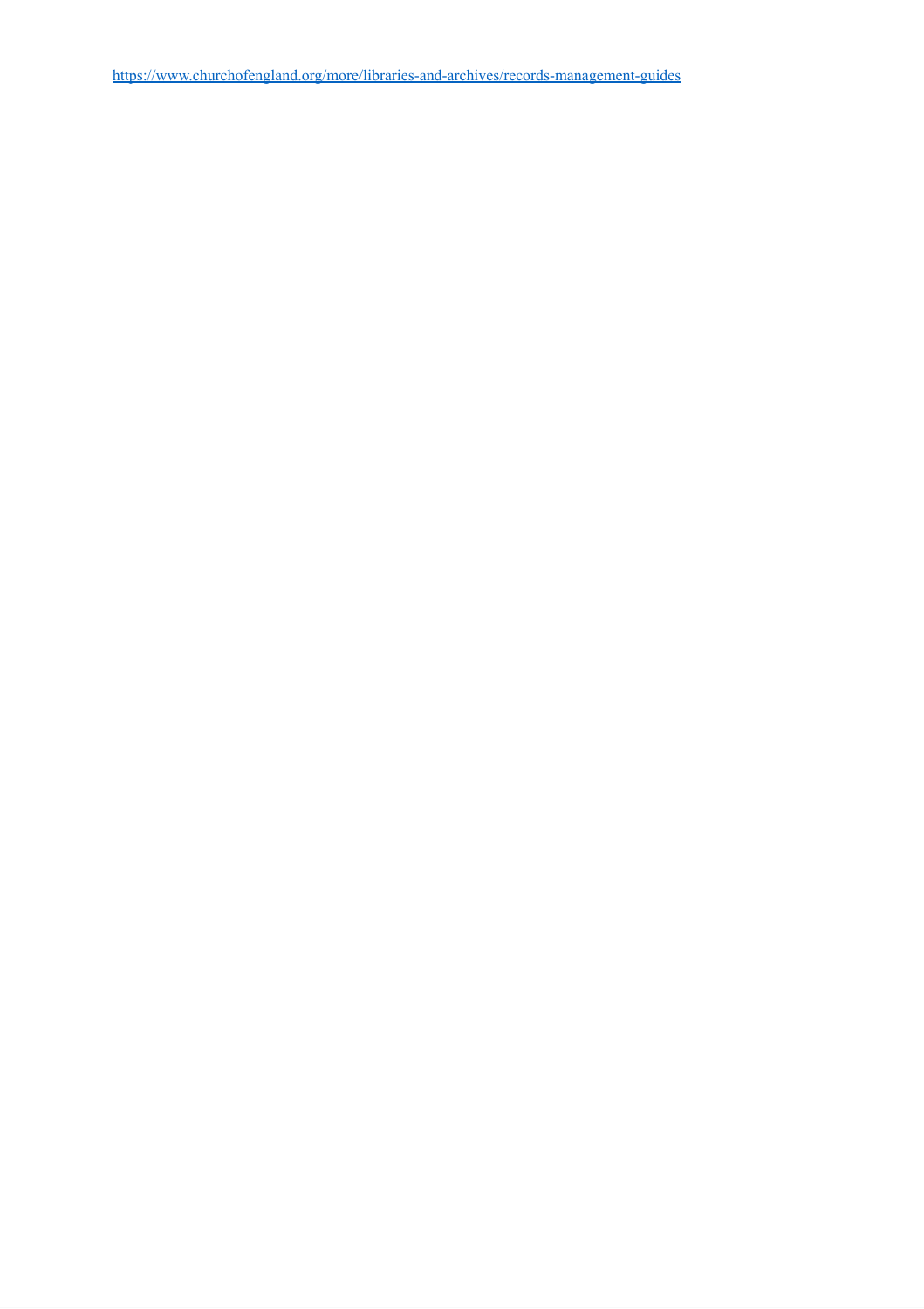https://www.churchofengland.org/more/libraries-and-archives/records-management-guides